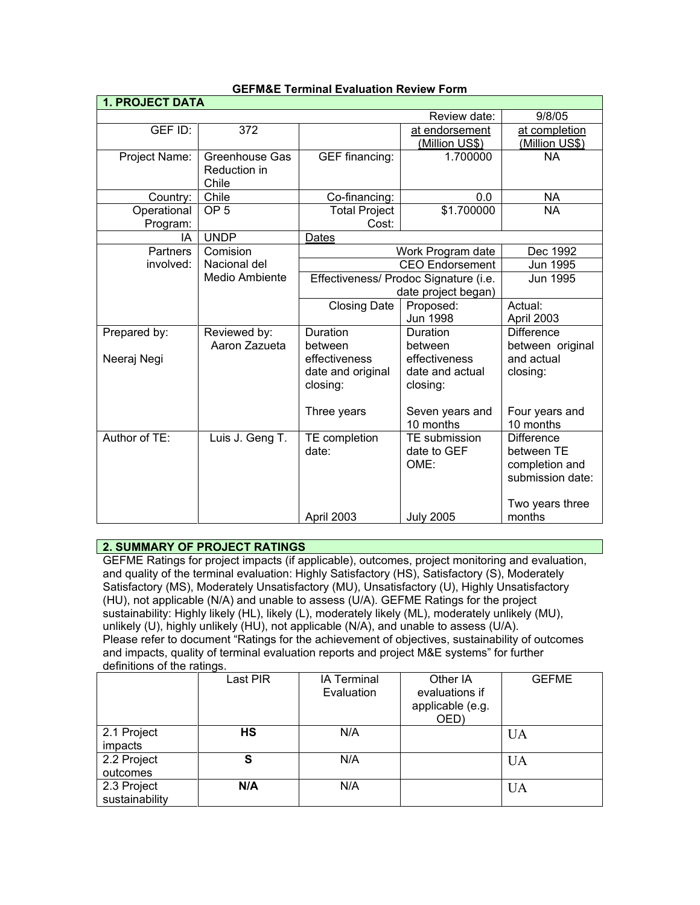**GEFM&E Terminal Evaluation Review Form**

| **1. PROJECT DATA** | | | | |
|---|---|---|---|---|
| | | | Review date: | 9/8/05 |
| GEF ID: | 372 | | at endorsement (Million US$) | at completion (Million US$) |
| Project Name: | Greenhouse Gas Reduction in Chile | GEF financing: | 1.700000 | NA |
| Country: | Chile | Co-financing: | 0.0 | NA |
| Operational Program: | OP 5 | Total Project Cost: | $1.700000 | NA |
| IA | UNDP | Dates | | |
| Partners involved: | Comision Nacional del Medio Ambiente | | Work Program date | Dec 1992 |
| | | | CEO Endorsement | Jun 1995 |
| | | Effectiveness/ Prodoc Signature (i.e. date project began) | | Jun 1995 |
| | | Closing Date | Proposed: Jun 1998 | Actual: April 2003 |
| Prepared by: Neeraj Negi | Reviewed by: Aaron Zazueta | Duration between effectiveness date and original closing: Three years | Duration between effectiveness date and actual closing: Seven years and 10 months | Difference between original and actual closing: Four years and 10 months |
| Author of TE: | Luis J. Geng T. | TE completion date: April 2003 | TE submission date to GEF OME: July 2005 | Difference between TE completion and submission date: Two years three months |

**2. SUMMARY OF PROJECT RATINGS**

GEFME Ratings for project impacts (if applicable), outcomes, project monitoring and evaluation, and quality of the terminal evaluation: Highly Satisfactory (HS), Satisfactory (S), Moderately Satisfactory (MS), Moderately Unsatisfactory (MU), Unsatisfactory (U), Highly Unsatisfactory (HU), not applicable (N/A) and unable to assess (U/A). GEFME Ratings for the project sustainability: Highly likely (HL), likely (L), moderately likely (ML), moderately unlikely (MU), unlikely (U), highly unlikely (HU), not applicable (N/A), and unable to assess (U/A).
Please refer to document "Ratings for the achievement of objectives, sustainability of outcomes and impacts, quality of terminal evaluation reports and project M&E systems" for further definitions of the ratings.

| | Last PIR | IA Terminal Evaluation | Other IA evaluations if applicable (e.g. OED) | GEFME |
|---|---|---|---|---|
| 2.1 Project impacts | **HS** | N/A | | UA |
| 2.2 Project outcomes | **S** | N/A | | UA |
| 2.3 Project sustainability | **N/A** | N/A | | UA |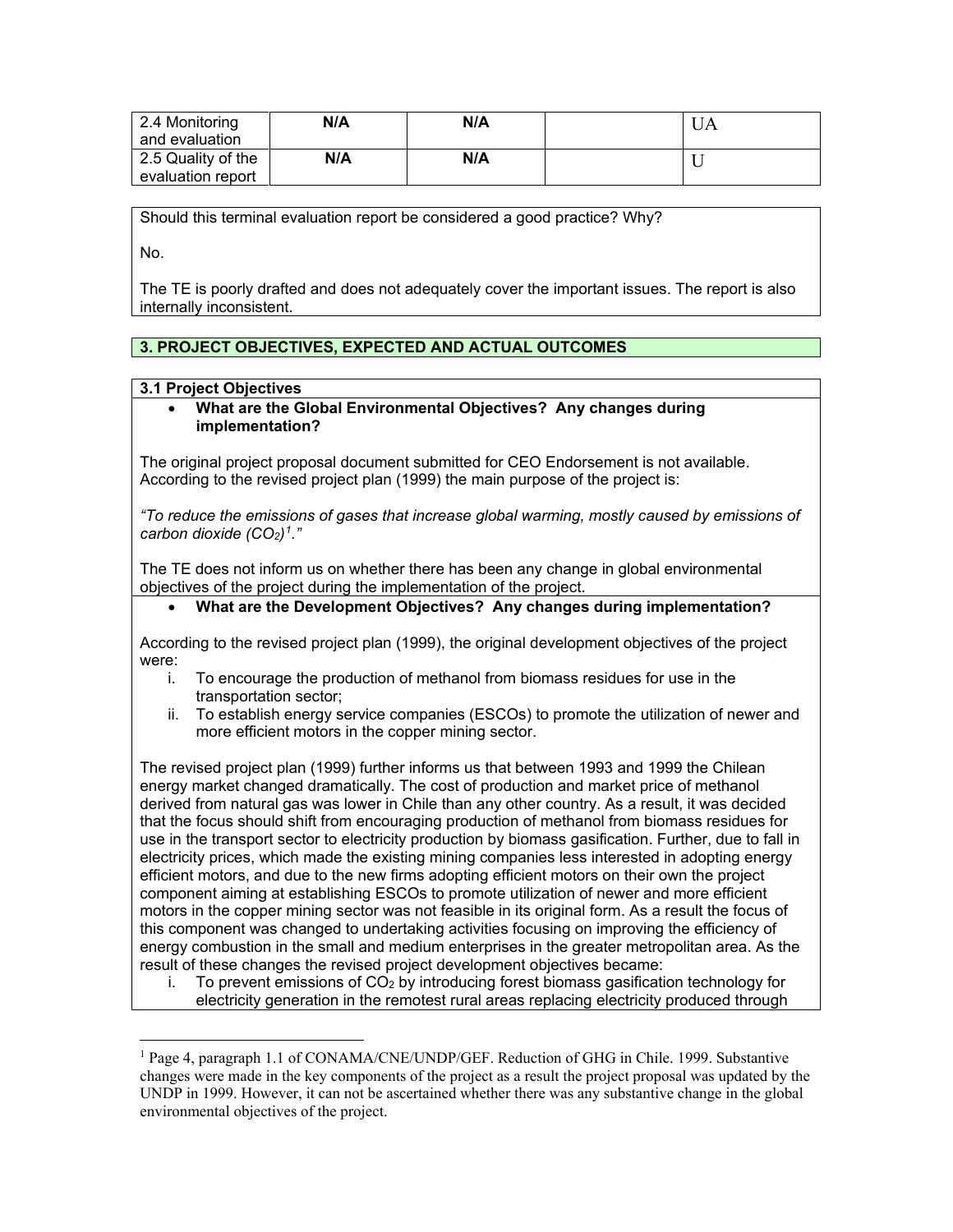| 2.4 Monitoring and evaluation | N/A | N/A | | UA |
|---|---|---|---|---|
| 2.5 Quality of the evaluation report | N/A | N/A | | U |

Should this terminal evaluation report be considered a good practice? Why?

No.

The TE is poorly drafted and does not adequately cover the important issues. The report is also internally inconsistent.

## 3. PROJECT OBJECTIVES, EXPECTED AND ACTUAL OUTCOMES

### 3.1 Project Objectives

- **What are the Global Environmental Objectives? Any changes during implementation?**

The original project proposal document submitted for CEO Endorsement is not available. According to the revised project plan (1999) the main purpose of the project is:

*"To reduce the emissions of gases that increase global warming, mostly caused by emissions of carbon dioxide ($CO_2$)[1]."*

The TE does not inform us on whether there has been any change in global environmental objectives of the project during the implementation of the project.

- **What are the Development Objectives? Any changes during implementation?**

According to the revised project plan (1999), the original development objectives of the project were:

i. To encourage the production of methanol from biomass residues for use in the transportation sector;
ii. To establish energy service companies (ESCOs) to promote the utilization of newer and more efficient motors in the copper mining sector.

The revised project plan (1999) further informs us that between 1993 and 1999 the Chilean energy market changed dramatically. The cost of production and market price of methanol derived from natural gas was lower in Chile than any other country. As a result, it was decided that the focus should shift from encouraging production of methanol from biomass residues for use in the transport sector to electricity production by biomass gasification. Further, due to fall in electricity prices, which made the existing mining companies less interested in adopting energy efficient motors, and due to the new firms adopting efficient motors on their own the project component aiming at establishing ESCOs to promote utilization of newer and more efficient motors in the copper mining sector was not feasible in its original form. As a result the focus of this component was changed to undertaking activities focusing on improving the efficiency of energy combustion in the small and medium enterprises in the greater metropolitan area. As the result of these changes the revised project development objectives became:

i. To prevent emissions of $CO_2$ by introducing forest biomass gasification technology for electricity generation in the remotest rural areas replacing electricity produced through

[1] Page 4, paragraph 1.1 of CONAMA/CNE/UNDP/GEF. Reduction of GHG in Chile. 1999. Substantive changes were made in the key components of the project as a result the project proposal was updated by the UNDP in 1999. However, it can not be ascertained whether there was any substantive change in the global environmental objectives of the project.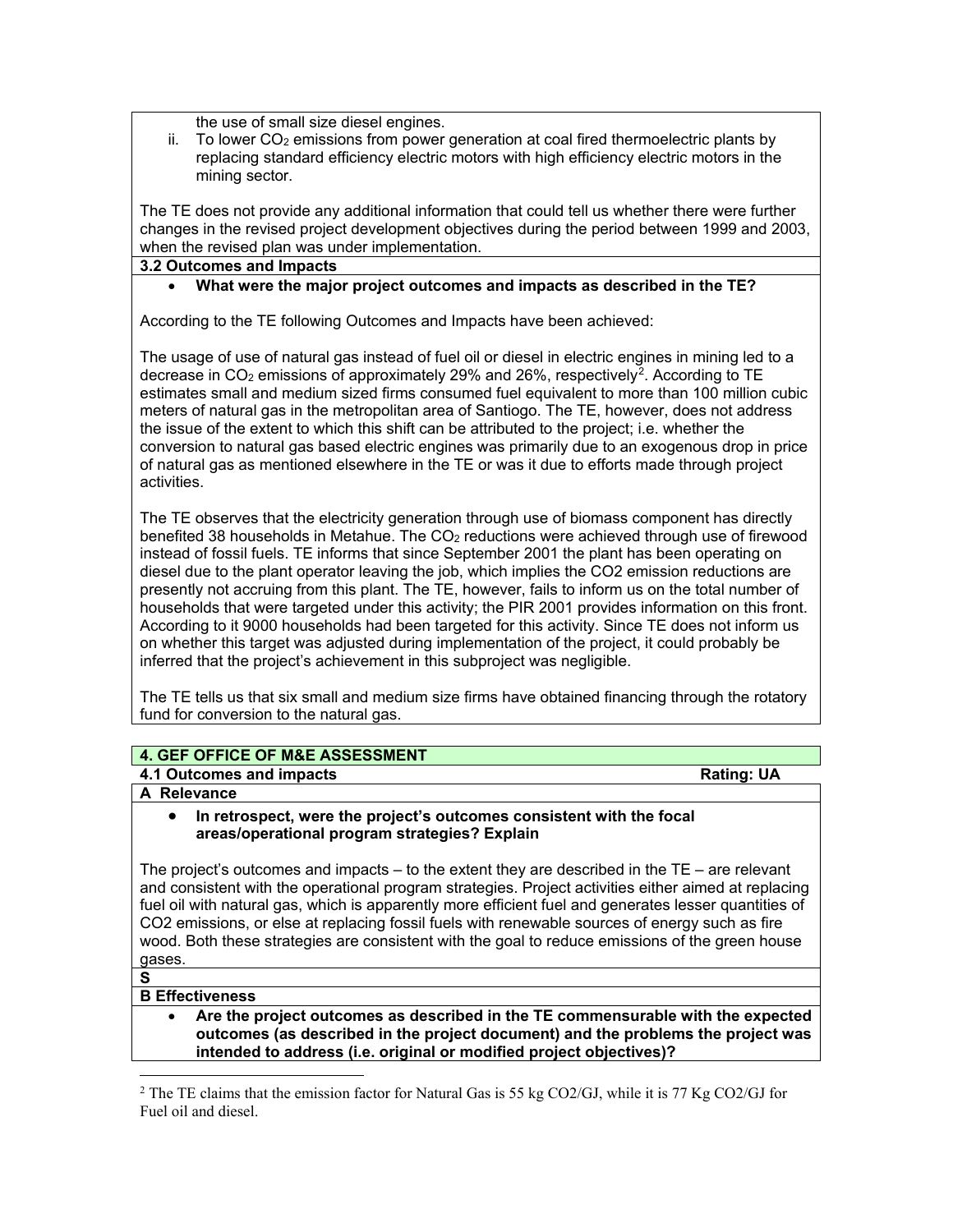the use of small size diesel engines.

ii. To lower $CO_2$ emissions from power generation at coal fired thermoelectric plants by replacing standard efficiency electric motors with high efficiency electric motors in the mining sector.

The TE does not provide any additional information that could tell us whether there were further changes in the revised project development objectives during the period between 1999 and 2003, when the revised plan was under implementation.

**3.2 Outcomes and Impacts**

- **What were the major project outcomes and impacts as described in the TE?**

According to the TE following Outcomes and Impacts have been achieved:

The usage of use of natural gas instead of fuel oil or diesel in electric engines in mining led to a decrease in $CO_2$ emissions of approximately 29% and 26%, respectively[2]. According to TE estimates small and medium sized firms consumed fuel equivalent to more than 100 million cubic meters of natural gas in the metropolitan area of Santiogo. The TE, however, does not address the issue of the extent to which this shift can be attributed to the project; i.e. whether the conversion to natural gas based electric engines was primarily due to an exogenous drop in price of natural gas as mentioned elsewhere in the TE or was it due to efforts made through project activities.

The TE observes that the electricity generation through use of biomass component has directly benefited 38 households in Metahue. The $CO_2$ reductions were achieved through use of firewood instead of fossil fuels. TE informs that since September 2001 the plant has been operating on diesel due to the plant operator leaving the job, which implies the CO2 emission reductions are presently not accruing from this plant. The TE, however, fails to inform us on the total number of households that were targeted under this activity; the PIR 2001 provides information on this front. According to it 9000 households had been targeted for this activity. Since TE does not inform us on whether this target was adjusted during implementation of the project, it could probably be inferred that the project's achievement in this subproject was negligible.

The TE tells us that six small and medium size firms have obtained financing through the rotatory fund for conversion to the natural gas.

## 4. GEF OFFICE OF M&E ASSESSMENT

**4.1 Outcomes and impacts** **Rating: UA**

**A Relevance**

- **In retrospect, were the project's outcomes consistent with the focal areas/operational program strategies? Explain**

The project's outcomes and impacts – to the extent they are described in the TE – are relevant and consistent with the operational program strategies. Project activities either aimed at replacing fuel oil with natural gas, which is apparently more efficient fuel and generates lesser quantities of CO2 emissions, or else at replacing fossil fuels with renewable sources of energy such as fire wood. Both these strategies are consistent with the goal to reduce emissions of the green house gases.

**S**

**B Effectiveness**

- **Are the project outcomes as described in the TE commensurable with the expected outcomes (as described in the project document) and the problems the project was intended to address (i.e. original or modified project objectives)?**

[2] The TE claims that the emission factor for Natural Gas is 55 kg CO2/GJ, while it is 77 Kg CO2/GJ for Fuel oil and diesel.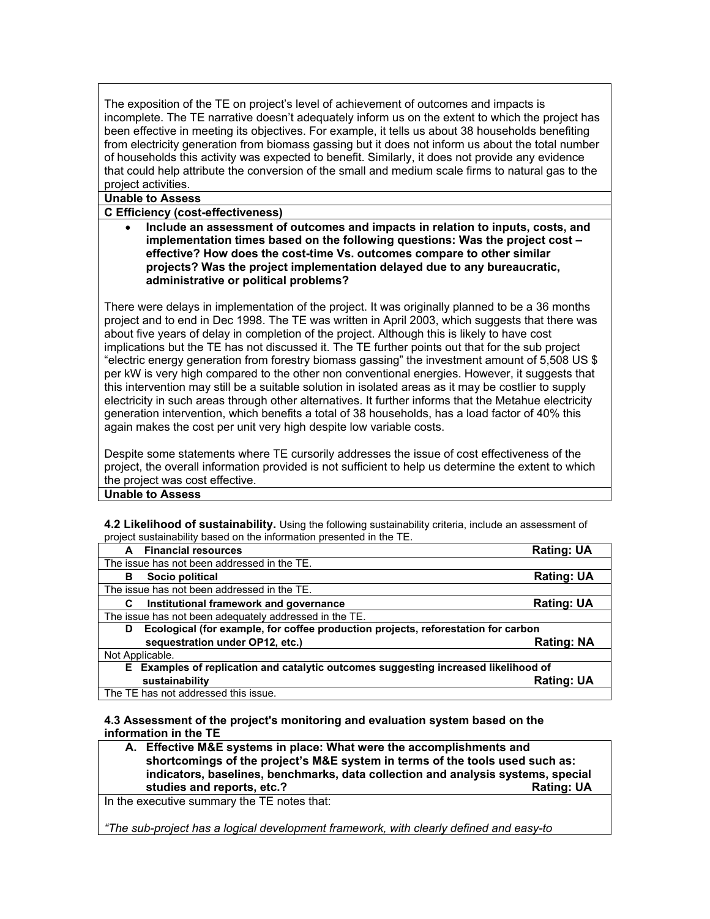The exposition of the TE on project's level of achievement of outcomes and impacts is incomplete. The TE narrative doesn't adequately inform us on the extent to which the project has been effective in meeting its objectives. For example, it tells us about 38 households benefiting from electricity generation from biomass gassing but it does not inform us about the total number of households this activity was expected to benefit. Similarly, it does not provide any evidence that could help attribute the conversion of the small and medium scale firms to natural gas to the project activities.

**Unable to Assess**

**C Efficiency (cost-effectiveness)**

- **Include an assessment of outcomes and impacts in relation to inputs, costs, and implementation times based on the following questions: Was the project cost – effective? How does the cost-time Vs. outcomes compare to other similar projects? Was the project implementation delayed due to any bureaucratic, administrative or political problems?**

There were delays in implementation of the project. It was originally planned to be a 36 months project and to end in Dec 1998. The TE was written in April 2003, which suggests that there was about five years of delay in completion of the project. Although this is likely to have cost implications but the TE has not discussed it. The TE further points out that for the sub project "electric energy generation from forestry biomass gassing" the investment amount of 5,508 US $ per kW is very high compared to the other non conventional energies. However, it suggests that this intervention may still be a suitable solution in isolated areas as it may be costlier to supply electricity in such areas through other alternatives. It further informs that the Metahue electricity generation intervention, which benefits a total of 38 households, has a load factor of 40% this again makes the cost per unit very high despite low variable costs.

Despite some statements where TE cursorily addresses the issue of cost effectiveness of the project, the overall information provided is not sufficient to help us determine the extent to which the project was cost effective.

**Unable to Assess**

**4.2 Likelihood of sustainability.** Using the following sustainability criteria, include an assessment of project sustainability based on the information presented in the TE.

| | |
|---|---|
| **A Financial resources** | **Rating: UA** |
| The issue has not been addressed in the TE. | |
| **B Socio political** | **Rating: UA** |
| The issue has not been addressed in the TE. | |
| **C Institutional framework and governance** | **Rating: UA** |
| The issue has not been adequately addressed in the TE. | |
| **D Ecological (for example, for coffee production projects, reforestation for carbon sequestration under OP12, etc.)** | **Rating: NA** |
| Not Applicable. | |
| **E Examples of replication and catalytic outcomes suggesting increased likelihood of sustainability** | **Rating: UA** |
| The TE has not addressed this issue. | |

**4.3 Assessment of the project's monitoring and evaluation system based on the information in the TE**

**A. Effective M&E systems in place: What were the accomplishments and shortcomings of the project's M&E system in terms of the tools used such as: indicators, baselines, benchmarks, data collection and analysis systems, special studies and reports, etc.?** **Rating: UA**

In the executive summary the TE notes that:

*"The sub-project has a logical development framework, with clearly defined and easy-to*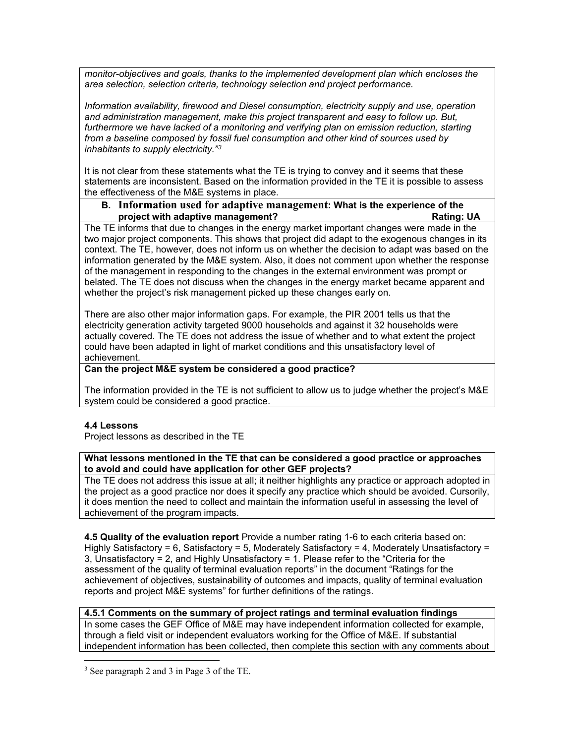*monitor-objectives and goals, thanks to the implemented development plan which encloses the area selection, selection criteria, technology selection and project performance.*

*Information availability, firewood and Diesel consumption, electricity supply and use, operation and administration management, make this project transparent and easy to follow up. But, furthermore we have lacked of a monitoring and verifying plan on emission reduction, starting from a baseline composed by fossil fuel consumption and other kind of sources used by inhabitants to supply electricity."*[3]

It is not clear from these statements what the TE is trying to convey and it seems that these statements are inconsistent. Based on the information provided in the TE it is possible to assess the effectiveness of the M&E systems in place.

**B. Information used for adaptive management: What is the experience of the project with adaptive management?** **Rating: UA**

The TE informs that due to changes in the energy market important changes were made in the two major project components. This shows that project did adapt to the exogenous changes in its context. The TE, however, does not inform us on whether the decision to adapt was based on the information generated by the M&E system. Also, it does not comment upon whether the response of the management in responding to the changes in the external environment was prompt or belated. The TE does not discuss when the changes in the energy market became apparent and whether the project's risk management picked up these changes early on.

There are also other major information gaps. For example, the PIR 2001 tells us that the electricity generation activity targeted 9000 households and against it 32 households were actually covered. The TE does not address the issue of whether and to what extent the project could have been adapted in light of market conditions and this unsatisfactory level of achievement.

**Can the project M&E system be considered a good practice?**

The information provided in the TE is not sufficient to allow us to judge whether the project's M&E system could be considered a good practice.

### 4.4 Lessons

Project lessons as described in the TE

**What lessons mentioned in the TE that can be considered a good practice or approaches to avoid and could have application for other GEF projects?**

The TE does not address this issue at all; it neither highlights any practice or approach adopted in the project as a good practice nor does it specify any practice which should be avoided. Cursorily, it does mention the need to collect and maintain the information useful in assessing the level of achievement of the program impacts.

**4.5 Quality of the evaluation report** Provide a number rating 1-6 to each criteria based on: Highly Satisfactory = 6, Satisfactory = 5, Moderately Satisfactory = 4, Moderately Unsatisfactory = 3, Unsatisfactory = 2, and Highly Unsatisfactory = 1. Please refer to the "Criteria for the assessment of the quality of terminal evaluation reports" in the document "Ratings for the achievement of objectives, sustainability of outcomes and impacts, quality of terminal evaluation reports and project M&E systems" for further definitions of the ratings.

**4.5.1 Comments on the summary of project ratings and terminal evaluation findings**

In some cases the GEF Office of M&E may have independent information collected for example, through a field visit or independent evaluators working for the Office of M&E. If substantial independent information has been collected, then complete this section with any comments about

[3] See paragraph 2 and 3 in Page 3 of the TE.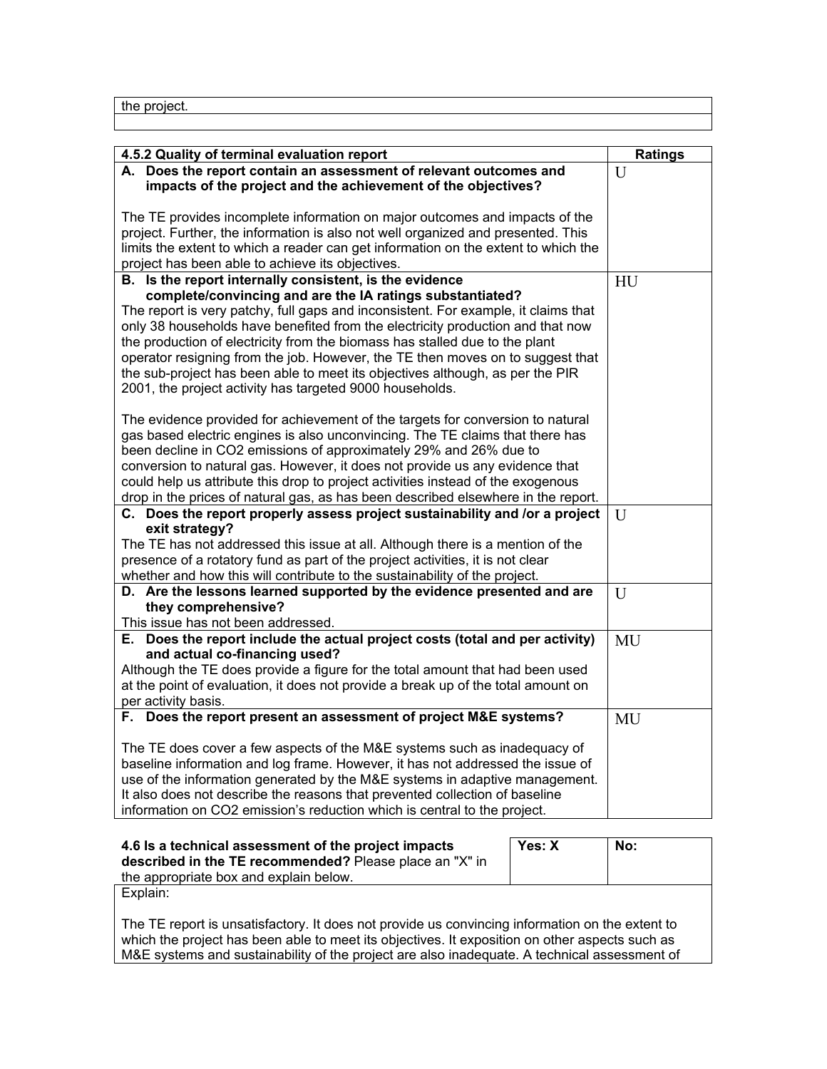| the project. |
| --- |
| |

| 4.5.2 Quality of terminal evaluation report | Ratings |
| --- | --- |
| **A. Does the report contain an assessment of relevant outcomes and impacts of the project and the achievement of the objectives?**<br><br>The TE provides incomplete information on major outcomes and impacts of the project. Further, the information is also not well organized and presented. This limits the extent to which a reader can get information on the extent to which the project has been able to achieve its objectives. | U |
| **B. Is the report internally consistent, is the evidence complete/convincing and are the IA ratings substantiated?**<br>The report is very patchy, full gaps and inconsistent. For example, it claims that only 38 households have benefited from the electricity production and that now the production of electricity from the biomass has stalled due to the plant operator resigning from the job. However, the TE then moves on to suggest that the sub-project has been able to meet its objectives although, as per the PIR 2001, the project activity has targeted 9000 households.<br><br>The evidence provided for achievement of the targets for conversion to natural gas based electric engines is also unconvincing. The TE claims that there has been decline in $CO_2$ emissions of approximately 29% and 26% due to conversion to natural gas. However, it does not provide us any evidence that could help us attribute this drop to project activities instead of the exogenous drop in the prices of natural gas, as has been described elsewhere in the report. | HU |
| **C. Does the report properly assess project sustainability and /or a project exit strategy?**<br>The TE has not addressed this issue at all. Although there is a mention of the presence of a rotatory fund as part of the project activities, it is not clear whether and how this will contribute to the sustainability of the project. | U |
| **D. Are the lessons learned supported by the evidence presented and are they comprehensive?**<br>This issue has not been addressed. | U |
| **E. Does the report include the actual project costs (total and per activity) and actual co-financing used?**<br>Although the TE does provide a figure for the total amount that had been used at the point of evaluation, it does not provide a break up of the total amount on per activity basis. | MU |
| **F. Does the report present an assessment of project M&E systems?**<br><br>The TE does cover a few aspects of the M&E systems such as inadequacy of baseline information and log frame. However, it has not addressed the issue of use of the information generated by the M&E systems in adaptive management. It also does not describe the reasons that prevented collection of baseline information on $CO_2$ emission's reduction which is central to the project. | MU |

| **4.6 Is a technical assessment of the project impacts described in the TE recommended?** Please place an "X" in the appropriate box and explain below. | **Yes: X** | **No:** |
| --- | --- | --- |
| Explain:<br><br>The TE report is unsatisfactory. It does not provide us convincing information on the extent to which the project has been able to meet its objectives. It exposition on other aspects such as M&E systems and sustainability of the project are also inadequate. A technical assessment of | | |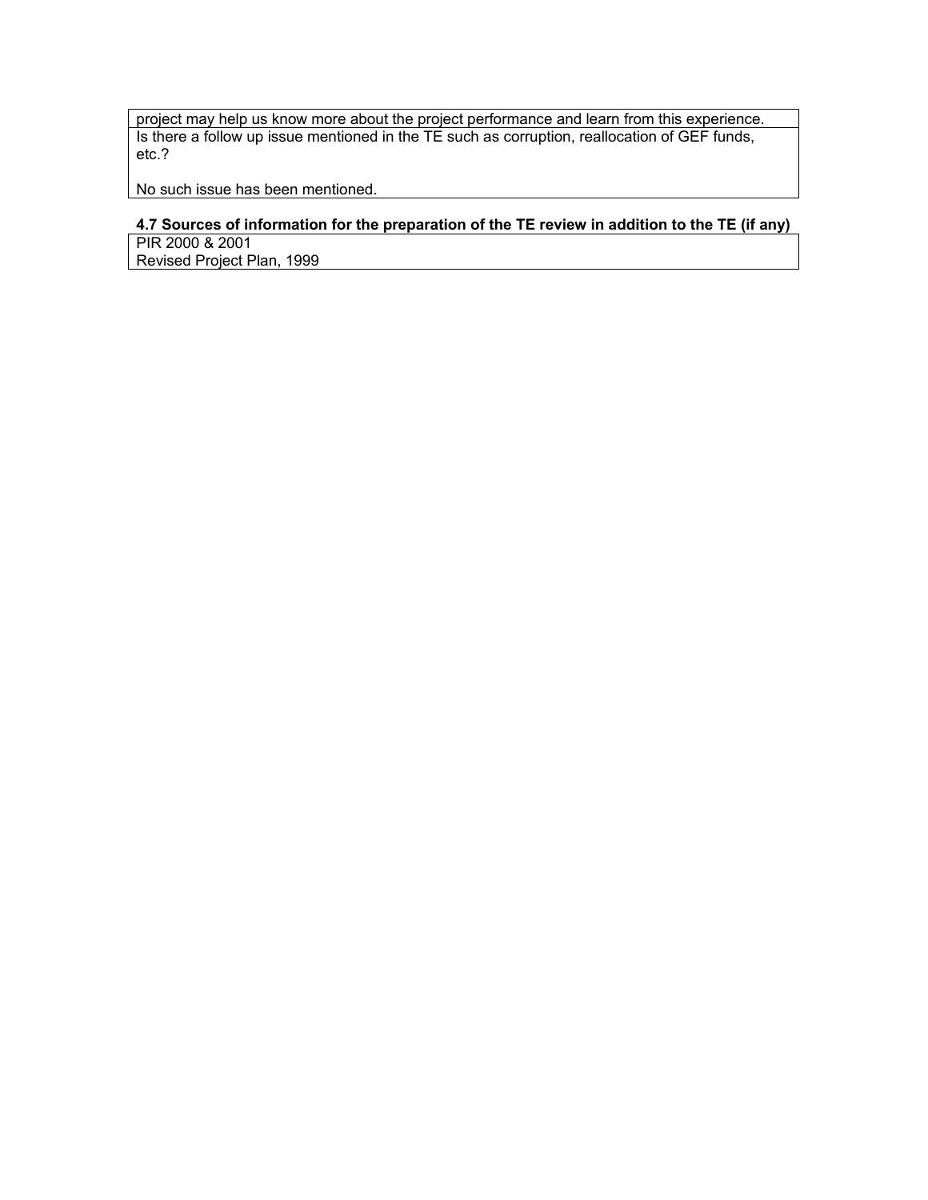| |
|---|
| project may help us know more about the project performance and learn from this experience. |
| Is there a follow up issue mentioned in the TE such as corruption, reallocation of GEF funds, etc.?<br><br>No such issue has been mentioned. |

**4.7 Sources of information for the preparation of the TE review in addition to the TE (if any)**

| |
|---|
| PIR 2000 & 2001<br>Revised Project Plan, 1999 |